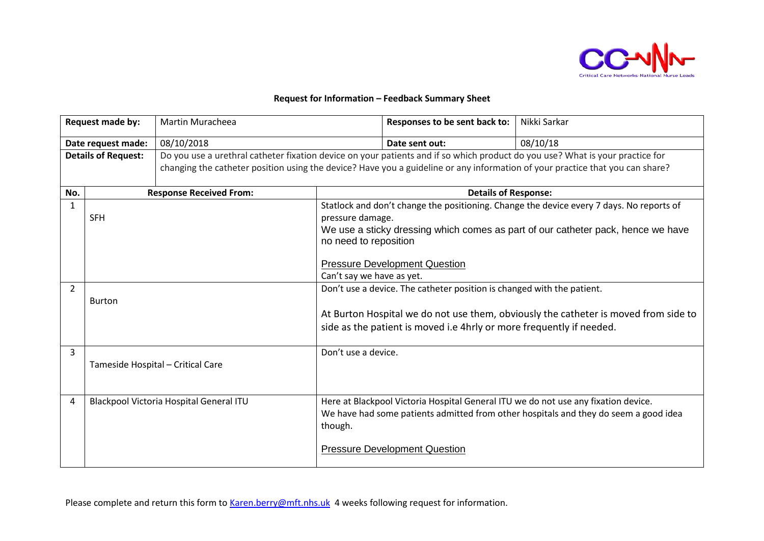**Request for Information – Feedback Summary Sheet**

| Request made by: | Martin Muracheea | Responses to be sent back to: | Nikki Sarkar |
|---|---|---|---|
| Date request made: | 08/10/2018 | Date sent out: | 08/10/18 |
| Details of Request: | Do you use a urethral catheter fixation device on your patients and if so which product do you use? What is your practice for changing the catheter position using the device? Have you a guideline or any information of your practice that you can share? | | |

| No. | Response Received From: | Details of Response: |
|---|---|---|
| 1 | SFH | Statlock and don't change the positioning. Change the device every 7 days. No reports of pressure damage.<br>We use a sticky dressing which comes as part of our catheter pack, hence we have no need to reposition<br><br>Pressure Development Question<br>Can't say we have as yet. |
| 2 | Burton | Don't use a device. The catheter position is changed with the patient.<br><br>At Burton Hospital we do not use them, obviously the catheter is moved from side to side as the patient is moved i.e 4hrly or more frequently if needed. |
| 3 | Tameside Hospital – Critical Care | Don't use a device. |
| 4 | Blackpool Victoria Hospital General ITU | Here at Blackpool Victoria Hospital General ITU we do not use any fixation device.<br>We have had some patients admitted from other hospitals and they do seem a good idea though.<br><br>Pressure Development Question |

Please complete and return this form to Karen.berry@mft.nhs.uk 4 weeks following request for information.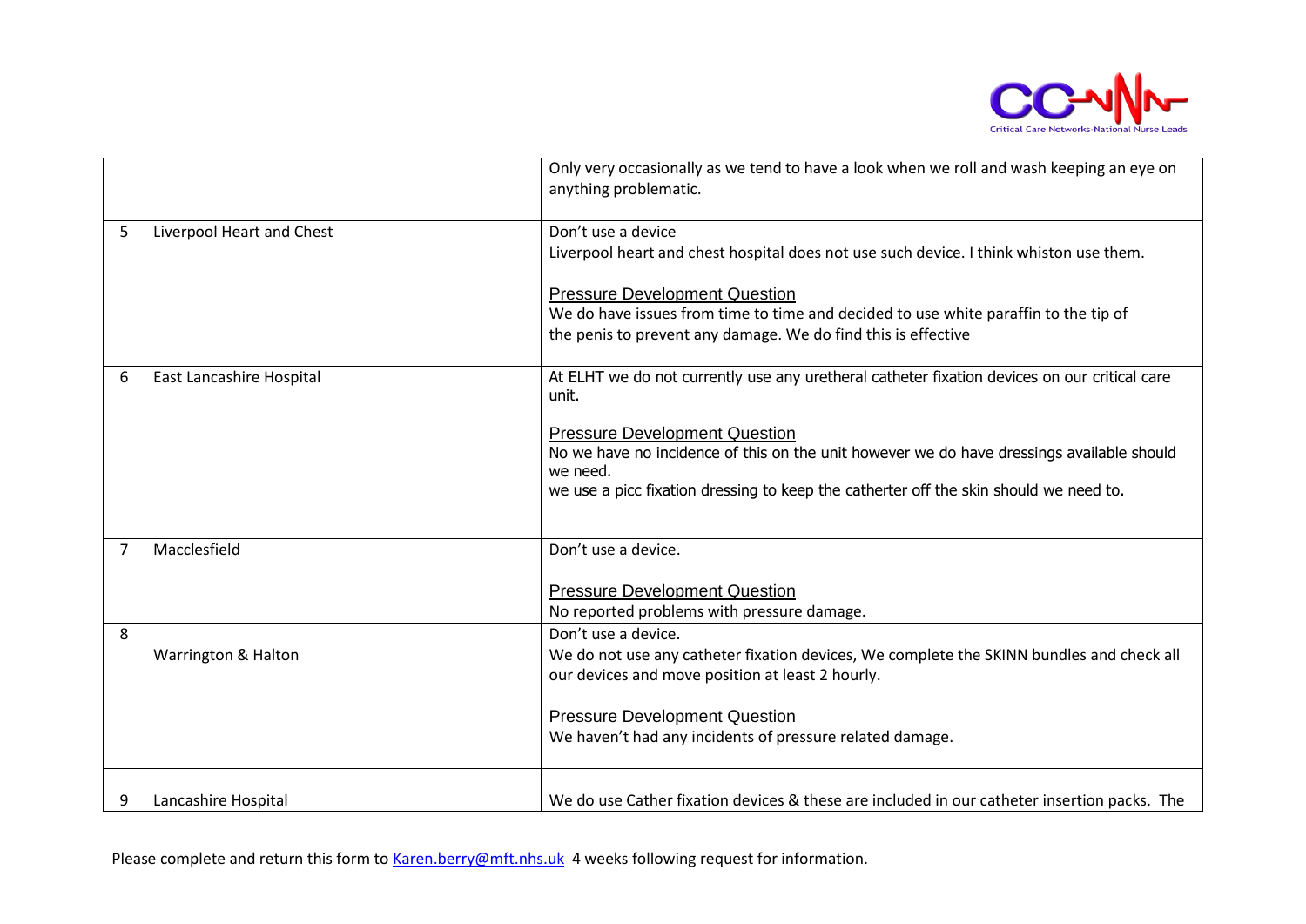| | | |
|---|---|---|
| | | Only very occasionally as we tend to have a look when we roll and wash keeping an eye on anything problematic. |
| 5 | Liverpool Heart and Chest | Don't use a device<br>Liverpool heart and chest hospital does not use such device. I think whiston use them.<br><br><u>Pressure Development Question</u><br>We do have issues from time to time and decided to use white paraffin to the tip of the penis to prevent any damage. We do find this is effective |
| 6 | East Lancashire Hospital | At ELHT we do not currently use any uretheral catheter fixation devices on our critical care unit.<br><br><u>Pressure Development Question</u><br>No we have no incidence of this on the unit however we do have dressings available should we need.<br>we use a picc fixation dressing to keep the catherter off the skin should we need to. |
| 7 | Macclesfield | Don't use a device.<br><br><u>Pressure Development Question</u><br>No reported problems with pressure damage. |
| 8 | Warrington & Halton | Don't use a device.<br>We do not use any catheter fixation devices, We complete the SKINN bundles and check all our devices and move position at least 2 hourly.<br><br><u>Pressure Development Question</u><br>We haven't had any incidents of pressure related damage. |
| 9 | Lancashire Hospital | We do use Cather fixation devices & these are included in our catheter insertion packs. The |

Please complete and return this form to Karen.berry@mft.nhs.uk 4 weeks following request for information.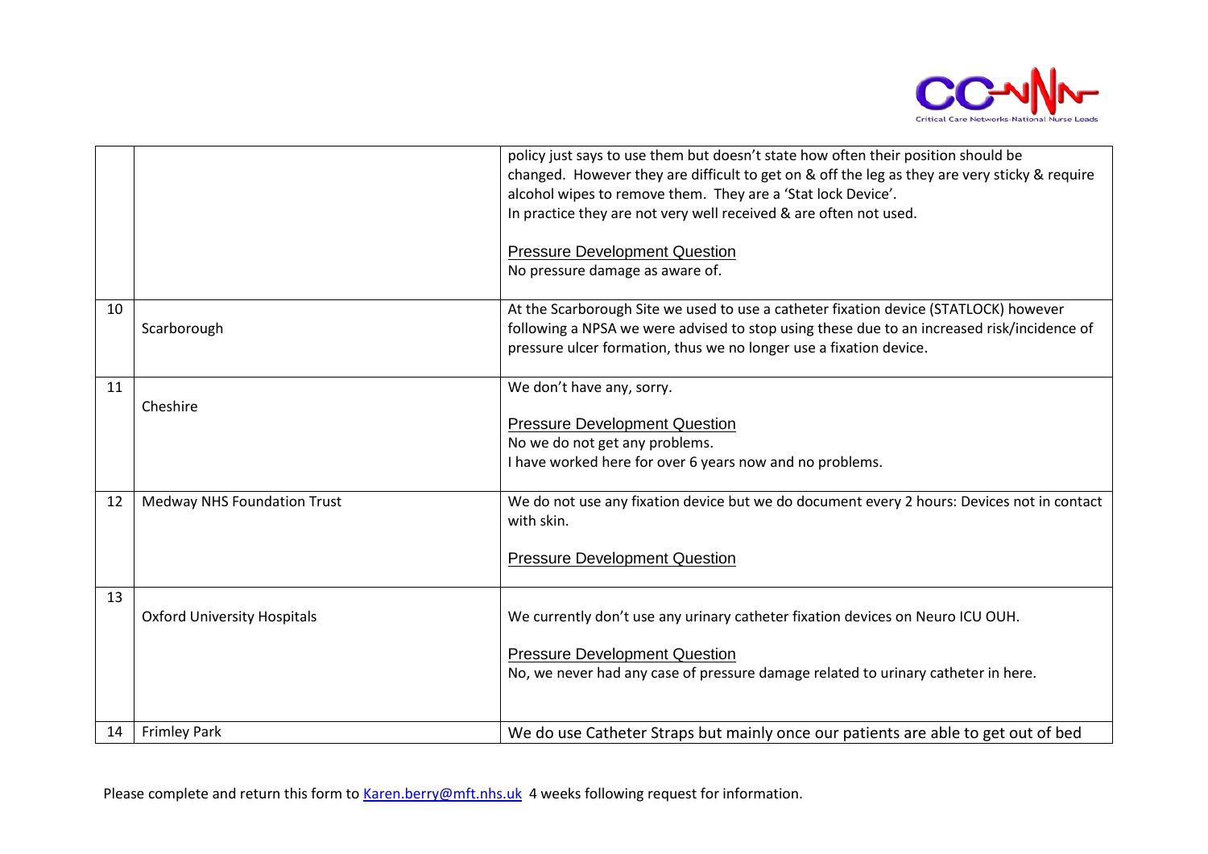| | | |
|---|---|---|
| | | policy just says to use them but doesn't state how often their position should be changed. However they are difficult to get on & off the leg as they are very sticky & require alcohol wipes to remove them. They are a 'Stat lock Device'.<br>In practice they are not very well received & are often not used.<br><br>Pressure Development Question<br>No pressure damage as aware of. |
| 10 | Scarborough | At the Scarborough Site we used to use a catheter fixation device (STATLOCK) however following a NPSA we were advised to stop using these due to an increased risk/incidence of pressure ulcer formation, thus we no longer use a fixation device. |
| 11 | Cheshire | We don't have any, sorry.<br><br>Pressure Development Question<br>No we do not get any problems.<br>I have worked here for over 6 years now and no problems. |
| 12 | Medway NHS Foundation Trust | We do not use any fixation device but we do document every 2 hours: Devices not in contact with skin.<br><br>Pressure Development Question |
| 13 | Oxford University Hospitals | We currently don't use any urinary catheter fixation devices on Neuro ICU OUH.<br><br>Pressure Development Question<br>No, we never had any case of pressure damage related to urinary catheter in here. |
| 14 | Frimley Park | We do use Catheter Straps but mainly once our patients are able to get out of bed |

Please complete and return this form to Karen.berry@mft.nhs.uk 4 weeks following request for information.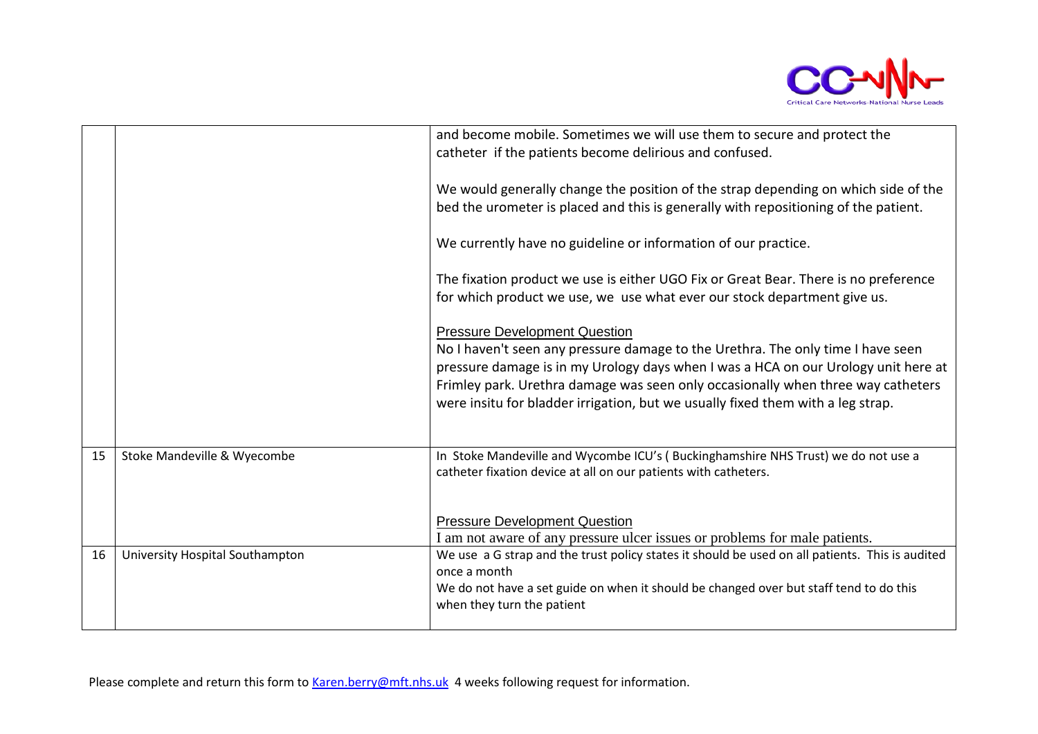|  |  |  |
|---|---|---|
|  |  | and become mobile. Sometimes we will use them to secure and protect the catheter if the patients become delirious and confused.<br><br>We would generally change the position of the strap depending on which side of the bed the urometer is placed and this is generally with repositioning of the patient.<br><br>We currently have no guideline or information of our practice.<br><br>The fixation product we use is either UGO Fix or Great Bear. There is no preference for which product we use, we use what ever our stock department give us.<br><br>Pressure Development Question<br>No I haven't seen any pressure damage to the Urethra. The only time I have seen pressure damage is in my Urology days when I was a HCA on our Urology unit here at Frimley park. Urethra damage was seen only occasionally when three way catheters were insitu for bladder irrigation, but we usually fixed them with a leg strap. |
| 15 | Stoke Mandeville & Wyecombe | In Stoke Mandeville and Wycombe ICU's ( Buckinghamshire NHS Trust) we do not use a catheter fixation device at all on our patients with catheters.<br><br>Pressure Development Question<br>I am not aware of any pressure ulcer issues or problems for male patients. |
| 16 | University Hospital Southampton | We use a G strap and the trust policy states it should be used on all patients. This is audited once a month<br>We do not have a set guide on when it should be changed over but staff tend to do this when they turn the patient |

Please complete and return this form to Karen.berry@mft.nhs.uk 4 weeks following request for information.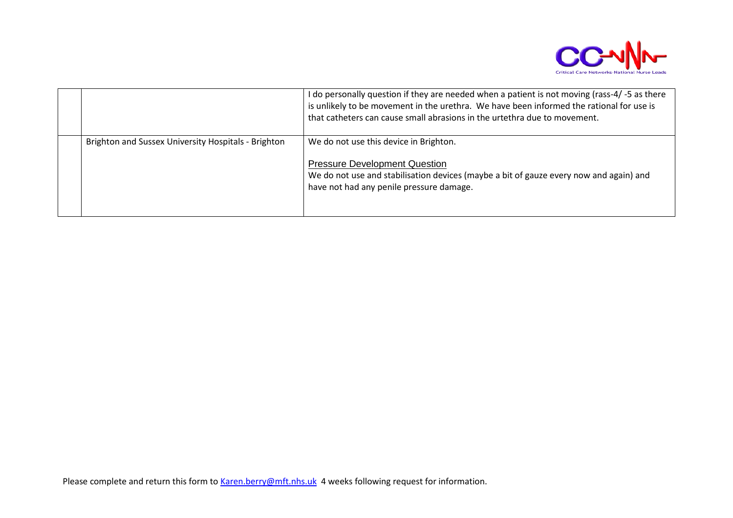| | | |
|---|---|---|
| | | I do personally question if they are needed when a patient is not moving (rass-4/ -5 as there is unlikely to be movement in the urethra. We have been informed the rational for use is that catheters can cause small abrasions in the urtethra due to movement. |
| | Brighton and Sussex University Hospitals - Brighton | We do not use this device in Brighton.<br><br>Pressure Development Question<br>We do not use and stabilisation devices (maybe a bit of gauze every now and again) and have not had any penile pressure damage. |

Please complete and return this form to Karen.berry@mft.nhs.uk 4 weeks following request for information.